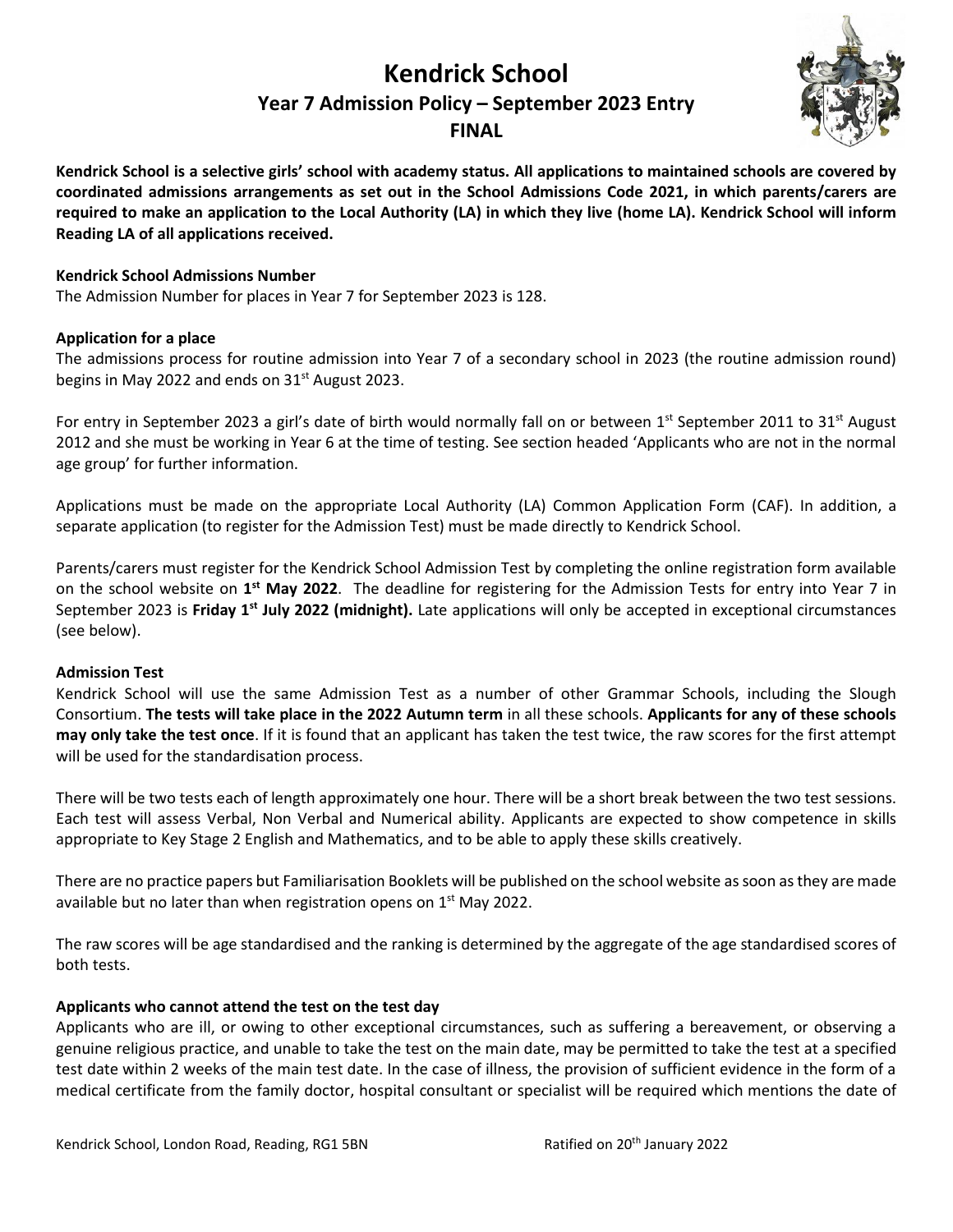# Kendrick School

## Year 7 Admission Policy – September 2023 Entry

## FINAL

**Kendrick School is a selective girls' school with academy status. All applications to maintained schools are covered by coordinated admissions arrangements as set out in the School Admissions Code 2021, in which parents/carers are required to make an application to the Local Authority (LA) in which they live (home LA). Kendrick School will inform Reading LA of all applications received.**

### Kendrick School Admissions Number

The Admission Number for places in Year 7 for September 2023 is 128.

### Application for a place

The admissions process for routine admission into Year 7 of a secondary school in 2023 (the routine admission round) begins in May 2022 and ends on 31st August 2023.

For entry in September 2023 a girl's date of birth would normally fall on or between 1st September 2011 to 31st August 2012 and she must be working in Year 6 at the time of testing. See section headed 'Applicants who are not in the normal age group' for further information.

Applications must be made on the appropriate Local Authority (LA) Common Application Form (CAF). In addition, a separate application (to register for the Admission Test) must be made directly to Kendrick School.

Parents/carers must register for the Kendrick School Admission Test by completing the online registration form available on the school website on **1st May 2022**. The deadline for registering for the Admission Tests for entry into Year 7 in September 2023 is **Friday 1st July 2022 (midnight).** Late applications will only be accepted in exceptional circumstances (see below).

### Admission Test

Kendrick School will use the same Admission Test as a number of other Grammar Schools, including the Slough Consortium. **The tests will take place in the 2022 Autumn term** in all these schools. **Applicants for any of these schools may only take the test once**. If it is found that an applicant has taken the test twice, the raw scores for the first attempt will be used for the standardisation process.

There will be two tests each of length approximately one hour. There will be a short break between the two test sessions. Each test will assess Verbal, Non Verbal and Numerical ability. Applicants are expected to show competence in skills appropriate to Key Stage 2 English and Mathematics, and to be able to apply these skills creatively.

There are no practice papers but Familiarisation Booklets will be published on the school website as soon as they are made available but no later than when registration opens on 1st May 2022.

The raw scores will be age standardised and the ranking is determined by the aggregate of the age standardised scores of both tests.

### Applicants who cannot attend the test on the test day

Applicants who are ill, or owing to other exceptional circumstances, such as suffering a bereavement, or observing a genuine religious practice, and unable to take the test on the main date, may be permitted to take the test at a specified test date within 2 weeks of the main test date. In the case of illness, the provision of sufficient evidence in the form of a medical certificate from the family doctor, hospital consultant or specialist will be required which mentions the date of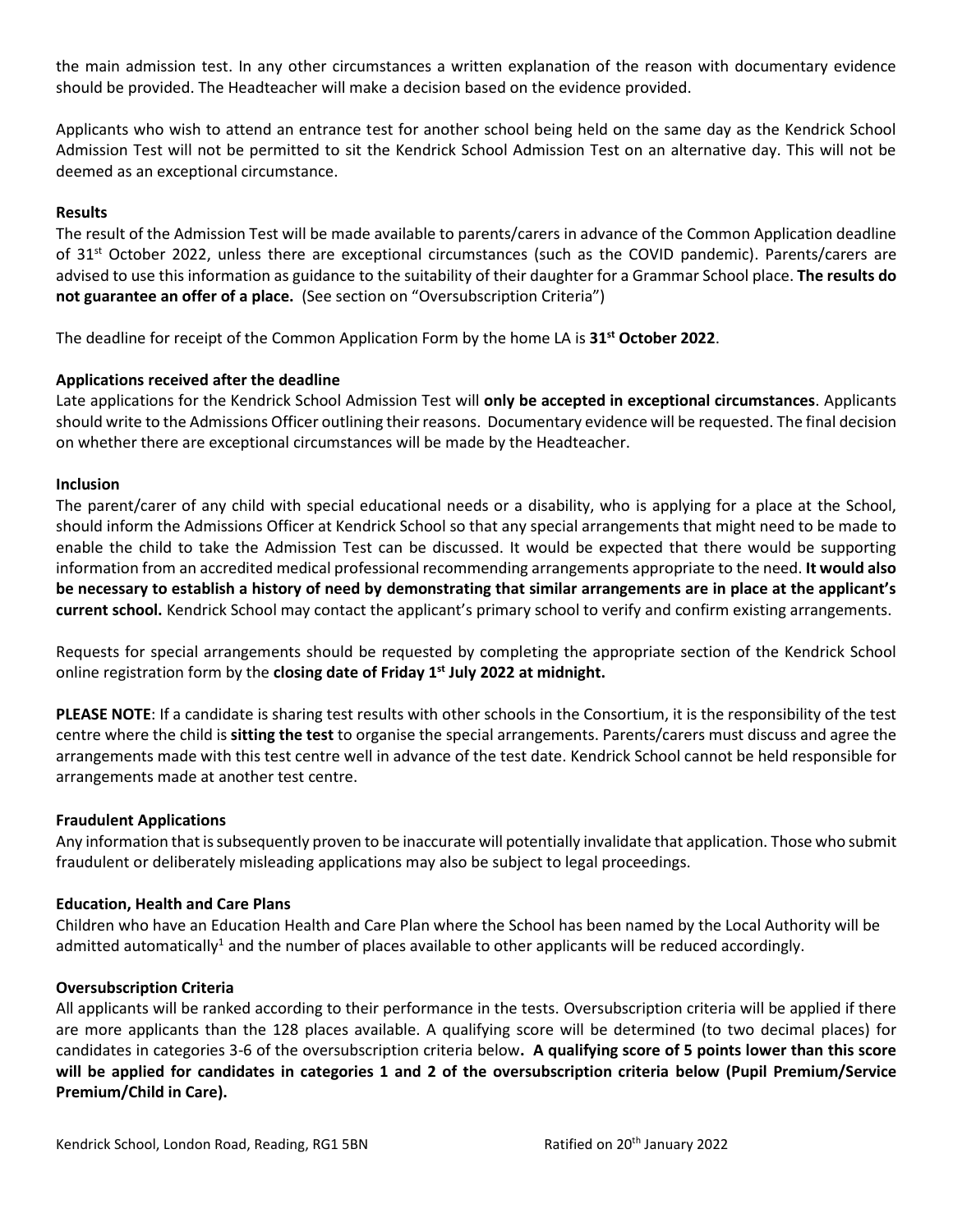the main admission test. In any other circumstances a written explanation of the reason with documentary evidence should be provided. The Headteacher will make a decision based on the evidence provided.

Applicants who wish to attend an entrance test for another school being held on the same day as the Kendrick School Admission Test will not be permitted to sit the Kendrick School Admission Test on an alternative day. This will not be deemed as an exceptional circumstance.

**Results**

The result of the Admission Test will be made available to parents/carers in advance of the Common Application deadline of 31st October 2022, unless there are exceptional circumstances (such as the COVID pandemic). Parents/carers are advised to use this information as guidance to the suitability of their daughter for a Grammar School place. **The results do not guarantee an offer of a place.** (See section on "Oversubscription Criteria")

The deadline for receipt of the Common Application Form by the home LA is **31st October 2022**.

**Applications received after the deadline**

Late applications for the Kendrick School Admission Test will **only be accepted in exceptional circumstances**. Applicants should write to the Admissions Officer outlining their reasons. Documentary evidence will be requested. The final decision on whether there are exceptional circumstances will be made by the Headteacher.

**Inclusion**

The parent/carer of any child with special educational needs or a disability, who is applying for a place at the School, should inform the Admissions Officer at Kendrick School so that any special arrangements that might need to be made to enable the child to take the Admission Test can be discussed. It would be expected that there would be supporting information from an accredited medical professional recommending arrangements appropriate to the need. **It would also be necessary to establish a history of need by demonstrating that similar arrangements are in place at the applicant's current school.** Kendrick School may contact the applicant's primary school to verify and confirm existing arrangements.

Requests for special arrangements should be requested by completing the appropriate section of the Kendrick School online registration form by the **closing date of Friday 1st July 2022 at midnight.**

**PLEASE NOTE**: If a candidate is sharing test results with other schools in the Consortium, it is the responsibility of the test centre where the child is **sitting the test** to organise the special arrangements. Parents/carers must discuss and agree the arrangements made with this test centre well in advance of the test date. Kendrick School cannot be held responsible for arrangements made at another test centre.

**Fraudulent Applications**

Any information that is subsequently proven to be inaccurate will potentially invalidate that application. Those who submit fraudulent or deliberately misleading applications may also be subject to legal proceedings.

**Education, Health and Care Plans**

Children who have an Education Health and Care Plan where the School has been named by the Local Authority will be admitted automatically[1] and the number of places available to other applicants will be reduced accordingly.

**Oversubscription Criteria**

All applicants will be ranked according to their performance in the tests. Oversubscription criteria will be applied if there are more applicants than the 128 places available. A qualifying score will be determined (to two decimal places) for candidates in categories 3-6 of the oversubscription criteria below**. A qualifying score of 5 points lower than this score will be applied for candidates in categories 1 and 2 of the oversubscription criteria below (Pupil Premium/Service Premium/Child in Care).**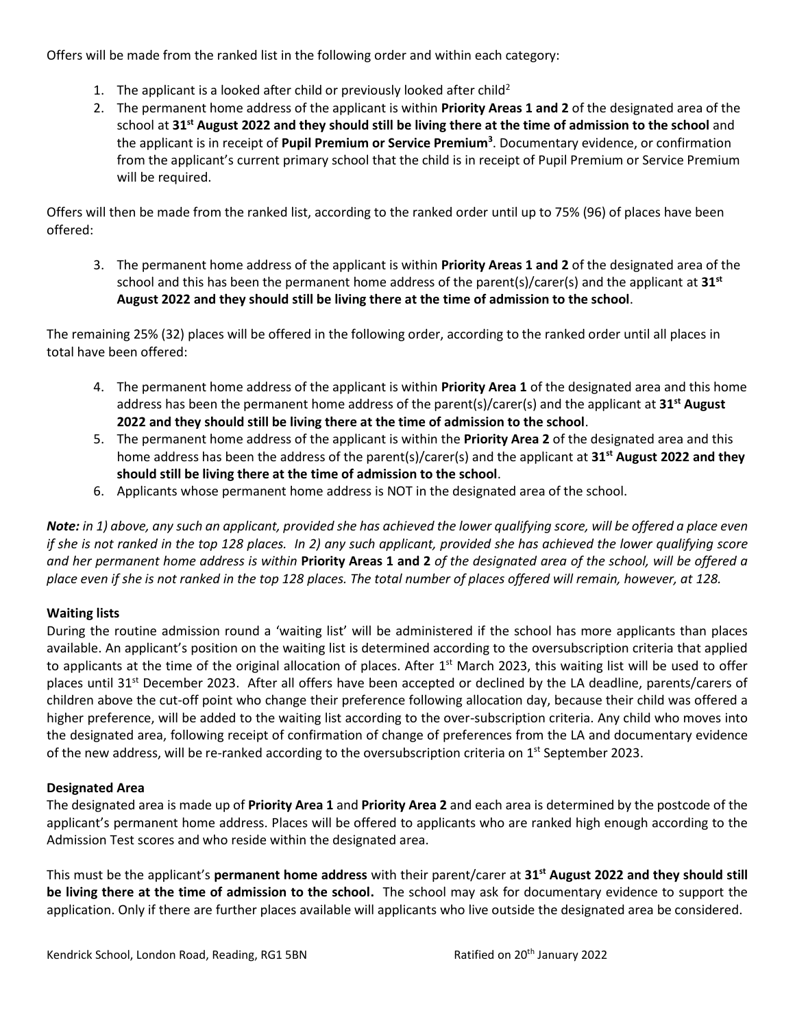Offers will be made from the ranked list in the following order and within each category:

1. The applicant is a looked after child or previously looked after child[2]
2. The permanent home address of the applicant is within **Priority Areas 1 and 2** of the designated area of the school at **31st August 2022 and they should still be living there at the time of admission to the school** and the applicant is in receipt of **Pupil Premium or Service Premium[3]**. Documentary evidence, or confirmation from the applicant's current primary school that the child is in receipt of Pupil Premium or Service Premium will be required.

Offers will then be made from the ranked list, according to the ranked order until up to 75% (96) of places have been offered:

3. The permanent home address of the applicant is within **Priority Areas 1 and 2** of the designated area of the school and this has been the permanent home address of the parent(s)/carer(s) and the applicant at **31st August 2022 and they should still be living there at the time of admission to the school**.

The remaining 25% (32) places will be offered in the following order, according to the ranked order until all places in total have been offered:

4. The permanent home address of the applicant is within **Priority Area 1** of the designated area and this home address has been the permanent home address of the parent(s)/carer(s) and the applicant at **31st August 2022 and they should still be living there at the time of admission to the school**.
5. The permanent home address of the applicant is within the **Priority Area 2** of the designated area and this home address has been the address of the parent(s)/carer(s) and the applicant at **31st August 2022 and they should still be living there at the time of admission to the school**.
6. Applicants whose permanent home address is NOT in the designated area of the school.

***Note:*** *in 1) above, any such an applicant, provided she has achieved the lower qualifying score, will be offered a place even if she is not ranked in the top 128 places. In 2) any such applicant, provided she has achieved the lower qualifying score and her permanent home address is within* ***Priority Areas 1 and 2*** *of the designated area of the school, will be offered a place even if she is not ranked in the top 128 places. The total number of places offered will remain, however, at 128.*

**Waiting lists**

During the routine admission round a 'waiting list' will be administered if the school has more applicants than places available. An applicant's position on the waiting list is determined according to the oversubscription criteria that applied to applicants at the time of the original allocation of places. After 1st March 2023, this waiting list will be used to offer places until 31st December 2023. After all offers have been accepted or declined by the LA deadline, parents/carers of children above the cut-off point who change their preference following allocation day, because their child was offered a higher preference, will be added to the waiting list according to the over-subscription criteria. Any child who moves into the designated area, following receipt of confirmation of change of preferences from the LA and documentary evidence of the new address, will be re-ranked according to the oversubscription criteria on 1st September 2023.

**Designated Area**

The designated area is made up of **Priority Area 1** and **Priority Area 2** and each area is determined by the postcode of the applicant's permanent home address. Places will be offered to applicants who are ranked high enough according to the Admission Test scores and who reside within the designated area.

This must be the applicant's **permanent home address** with their parent/carer at **31st August 2022 and they should still be living there at the time of admission to the school.** The school may ask for documentary evidence to support the application. Only if there are further places available will applicants who live outside the designated area be considered.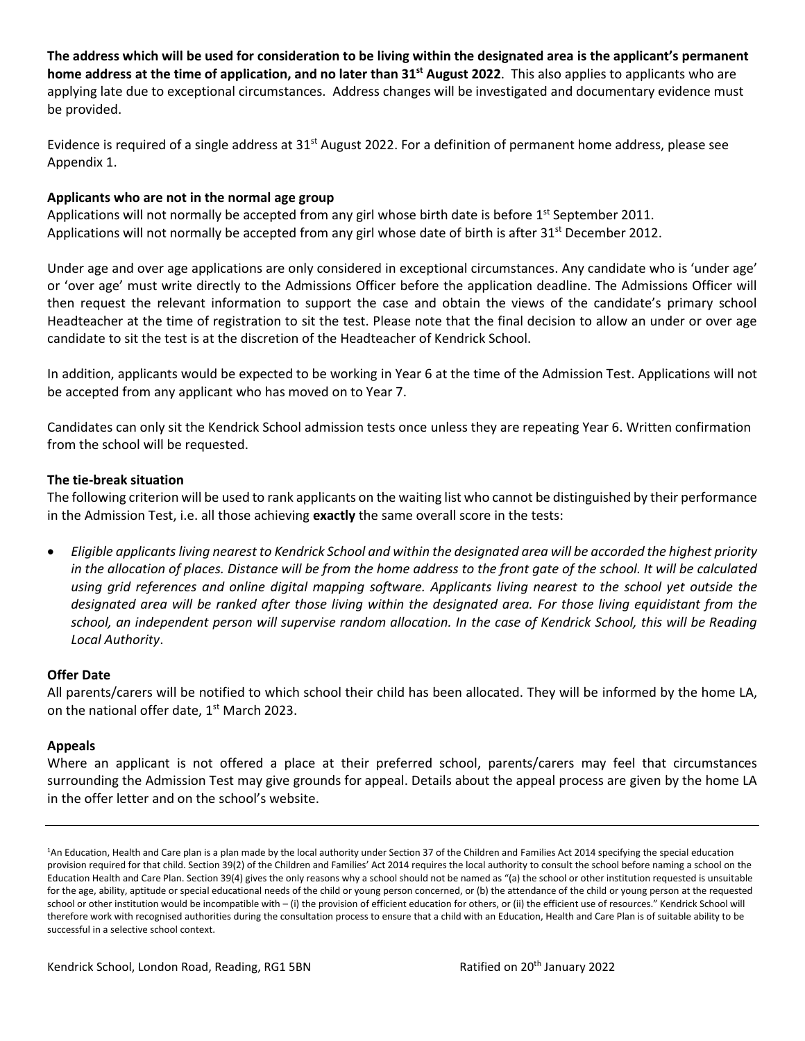**The address which will be used for consideration to be living within the designated area is the applicant's permanent home address at the time of application, and no later than 31st August 2022**. This also applies to applicants who are applying late due to exceptional circumstances. Address changes will be investigated and documentary evidence must be provided.

Evidence is required of a single address at 31st August 2022. For a definition of permanent home address, please see Appendix 1.

**Applicants who are not in the normal age group**

Applications will not normally be accepted from any girl whose birth date is before 1st September 2011.
Applications will not normally be accepted from any girl whose date of birth is after 31st December 2012.

Under age and over age applications are only considered in exceptional circumstances. Any candidate who is 'under age' or 'over age' must write directly to the Admissions Officer before the application deadline. The Admissions Officer will then request the relevant information to support the case and obtain the views of the candidate's primary school Headteacher at the time of registration to sit the test. Please note that the final decision to allow an under or over age candidate to sit the test is at the discretion of the Headteacher of Kendrick School.

In addition, applicants would be expected to be working in Year 6 at the time of the Admission Test. Applications will not be accepted from any applicant who has moved on to Year 7.

Candidates can only sit the Kendrick School admission tests once unless they are repeating Year 6. Written confirmation from the school will be requested.

**The tie-break situation**

The following criterion will be used to rank applicants on the waiting list who cannot be distinguished by their performance in the Admission Test, i.e. all those achieving **exactly** the same overall score in the tests:

- *Eligible applicants living nearest to Kendrick School and within the designated area will be accorded the highest priority in the allocation of places. Distance will be from the home address to the front gate of the school. It will be calculated using grid references and online digital mapping software. Applicants living nearest to the school yet outside the designated area will be ranked after those living within the designated area. For those living equidistant from the school, an independent person will supervise random allocation. In the case of Kendrick School, this will be Reading Local Authority*.

**Offer Date**

All parents/carers will be notified to which school their child has been allocated. They will be informed by the home LA, on the national offer date, 1st March 2023.

**Appeals**

Where an applicant is not offered a place at their preferred school, parents/carers may feel that circumstances surrounding the Admission Test may give grounds for appeal. Details about the appeal process are given by the home LA in the offer letter and on the school's website.

---

[1]An Education, Health and Care plan is a plan made by the local authority under Section 37 of the Children and Families Act 2014 specifying the special education provision required for that child. Section 39(2) of the Children and Families' Act 2014 requires the local authority to consult the school before naming a school on the Education Health and Care Plan. Section 39(4) gives the only reasons why a school should not be named as "(a) the school or other institution requested is unsuitable for the age, ability, aptitude or special educational needs of the child or young person concerned, or (b) the attendance of the child or young person at the requested school or other institution would be incompatible with – (i) the provision of efficient education for others, or (ii) the efficient use of resources." Kendrick School will therefore work with recognised authorities during the consultation process to ensure that a child with an Education, Health and Care Plan is of suitable ability to be successful in a selective school context.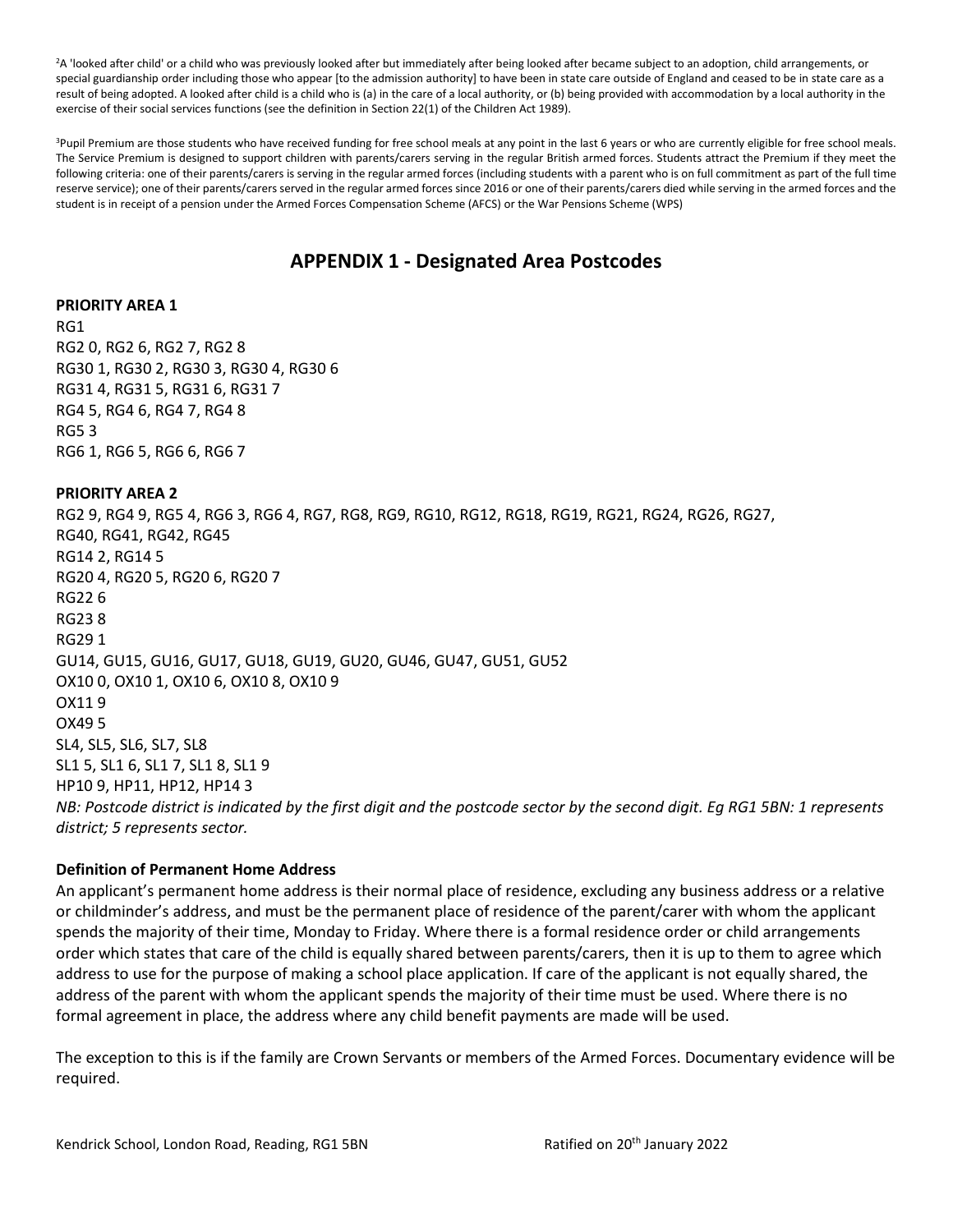[2]A 'looked after child' or a child who was previously looked after but immediately after being looked after became subject to an adoption, child arrangements, or special guardianship order including those who appear [to the admission authority] to have been in state care outside of England and ceased to be in state care as a result of being adopted. A looked after child is a child who is (a) in the care of a local authority, or (b) being provided with accommodation by a local authority in the exercise of their social services functions (see the definition in Section 22(1) of the Children Act 1989).

[3]Pupil Premium are those students who have received funding for free school meals at any point in the last 6 years or who are currently eligible for free school meals. The Service Premium is designed to support children with parents/carers serving in the regular British armed forces. Students attract the Premium if they meet the following criteria: one of their parents/carers is serving in the regular armed forces (including students with a parent who is on full commitment as part of the full time reserve service); one of their parents/carers served in the regular armed forces since 2016 or one of their parents/carers died while serving in the armed forces and the student is in receipt of a pension under the Armed Forces Compensation Scheme (AFCS) or the War Pensions Scheme (WPS)

## APPENDIX 1 - Designated Area Postcodes

**PRIORITY AREA 1**

RG1
RG2 0, RG2 6, RG2 7, RG2 8
RG30 1, RG30 2, RG30 3, RG30 4, RG30 6
RG31 4, RG31 5, RG31 6, RG31 7
RG4 5, RG4 6, RG4 7, RG4 8
RG5 3
RG6 1, RG6 5, RG6 6, RG6 7

**PRIORITY AREA 2**

RG2 9, RG4 9, RG5 4, RG6 3, RG6 4, RG7, RG8, RG9, RG10, RG12, RG18, RG19, RG21, RG24, RG26, RG27, RG40, RG41, RG42, RG45
RG14 2, RG14 5
RG20 4, RG20 5, RG20 6, RG20 7
RG22 6
RG23 8
RG29 1
GU14, GU15, GU16, GU17, GU18, GU19, GU20, GU46, GU47, GU51, GU52
OX10 0, OX10 1, OX10 6, OX10 8, OX10 9
OX11 9
OX49 5
SL4, SL5, SL6, SL7, SL8
SL1 5, SL1 6, SL1 7, SL1 8, SL1 9
HP10 9, HP11, HP12, HP14 3

*NB: Postcode district is indicated by the first digit and the postcode sector by the second digit. Eg RG1 5BN: 1 represents district; 5 represents sector.*

**Definition of Permanent Home Address**

An applicant's permanent home address is their normal place of residence, excluding any business address or a relative or childminder's address, and must be the permanent place of residence of the parent/carer with whom the applicant spends the majority of their time, Monday to Friday. Where there is a formal residence order or child arrangements order which states that care of the child is equally shared between parents/carers, then it is up to them to agree which address to use for the purpose of making a school place application. If care of the applicant is not equally shared, the address of the parent with whom the applicant spends the majority of their time must be used. Where there is no formal agreement in place, the address where any child benefit payments are made will be used.

The exception to this is if the family are Crown Servants or members of the Armed Forces. Documentary evidence will be required.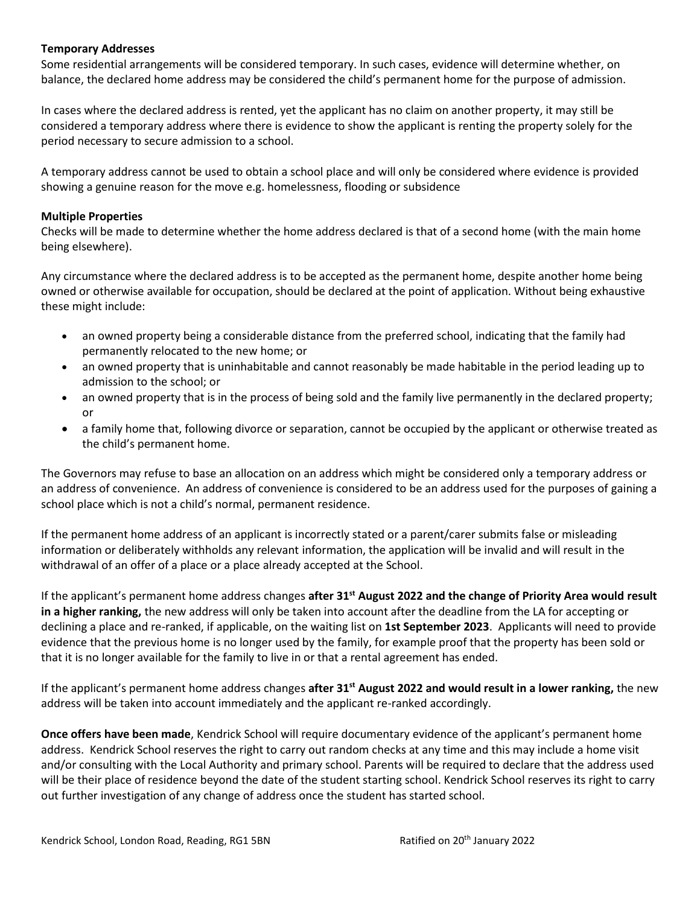**Temporary Addresses**
Some residential arrangements will be considered temporary. In such cases, evidence will determine whether, on balance, the declared home address may be considered the child's permanent home for the purpose of admission.

In cases where the declared address is rented, yet the applicant has no claim on another property, it may still be considered a temporary address where there is evidence to show the applicant is renting the property solely for the period necessary to secure admission to a school.

A temporary address cannot be used to obtain a school place and will only be considered where evidence is provided showing a genuine reason for the move e.g. homelessness, flooding or subsidence

**Multiple Properties**
Checks will be made to determine whether the home address declared is that of a second home (with the main home being elsewhere).

Any circumstance where the declared address is to be accepted as the permanent home, despite another home being owned or otherwise available for occupation, should be declared at the point of application. Without being exhaustive these might include:

- an owned property being a considerable distance from the preferred school, indicating that the family had permanently relocated to the new home; or
- an owned property that is uninhabitable and cannot reasonably be made habitable in the period leading up to admission to the school; or
- an owned property that is in the process of being sold and the family live permanently in the declared property; or
- a family home that, following divorce or separation, cannot be occupied by the applicant or otherwise treated as the child's permanent home.

The Governors may refuse to base an allocation on an address which might be considered only a temporary address or an address of convenience. An address of convenience is considered to be an address used for the purposes of gaining a school place which is not a child's normal, permanent residence.

If the permanent home address of an applicant is incorrectly stated or a parent/carer submits false or misleading information or deliberately withholds any relevant information, the application will be invalid and will result in the withdrawal of an offer of a place or a place already accepted at the School.

If the applicant's permanent home address changes **after 31st August 2022 and the change of Priority Area would result in a higher ranking,** the new address will only be taken into account after the deadline from the LA for accepting or declining a place and re-ranked, if applicable, on the waiting list on **1st September 2023**. Applicants will need to provide evidence that the previous home is no longer used by the family, for example proof that the property has been sold or that it is no longer available for the family to live in or that a rental agreement has ended.

If the applicant's permanent home address changes **after 31st August 2022 and would result in a lower ranking,** the new address will be taken into account immediately and the applicant re-ranked accordingly.

**Once offers have been made**, Kendrick School will require documentary evidence of the applicant's permanent home address. Kendrick School reserves the right to carry out random checks at any time and this may include a home visit and/or consulting with the Local Authority and primary school. Parents will be required to declare that the address used will be their place of residence beyond the date of the student starting school. Kendrick School reserves its right to carry out further investigation of any change of address once the student has started school.